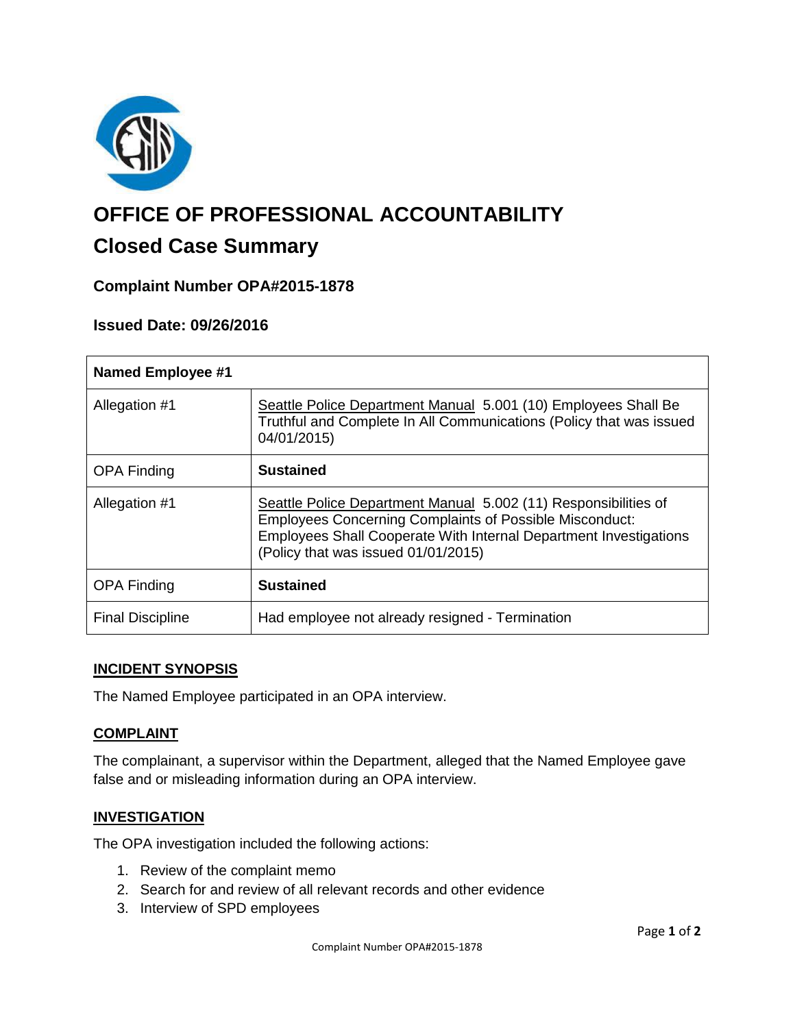# OFFICE OF PROFESSIONAL ACCOUNTABILITY

## Closed Case Summary

### Complaint Number OPA#2015-1878

### Issued Date: 09/26/2016

| **Named Employee #1** | |
|---|---|
| Allegation #1 | Seattle Police Department Manual 5.001 (10) Employees Shall Be Truthful and Complete In All Communications (Policy that was issued 04/01/2015) |
| OPA Finding | **Sustained** |
| Allegation #1 | Seattle Police Department Manual 5.002 (11) Responsibilities of Employees Concerning Complaints of Possible Misconduct: Employees Shall Cooperate With Internal Department Investigations (Policy that was issued 01/01/2015) |
| OPA Finding | **Sustained** |
| Final Discipline | Had employee not already resigned - Termination |

## INCIDENT SYNOPSIS

The Named Employee participated in an OPA interview.

## COMPLAINT

The complainant, a supervisor within the Department, alleged that the Named Employee gave false and or misleading information during an OPA interview.

## INVESTIGATION

The OPA investigation included the following actions:

1. Review of the complaint memo
2. Search for and review of all relevant records and other evidence
3. Interview of SPD employees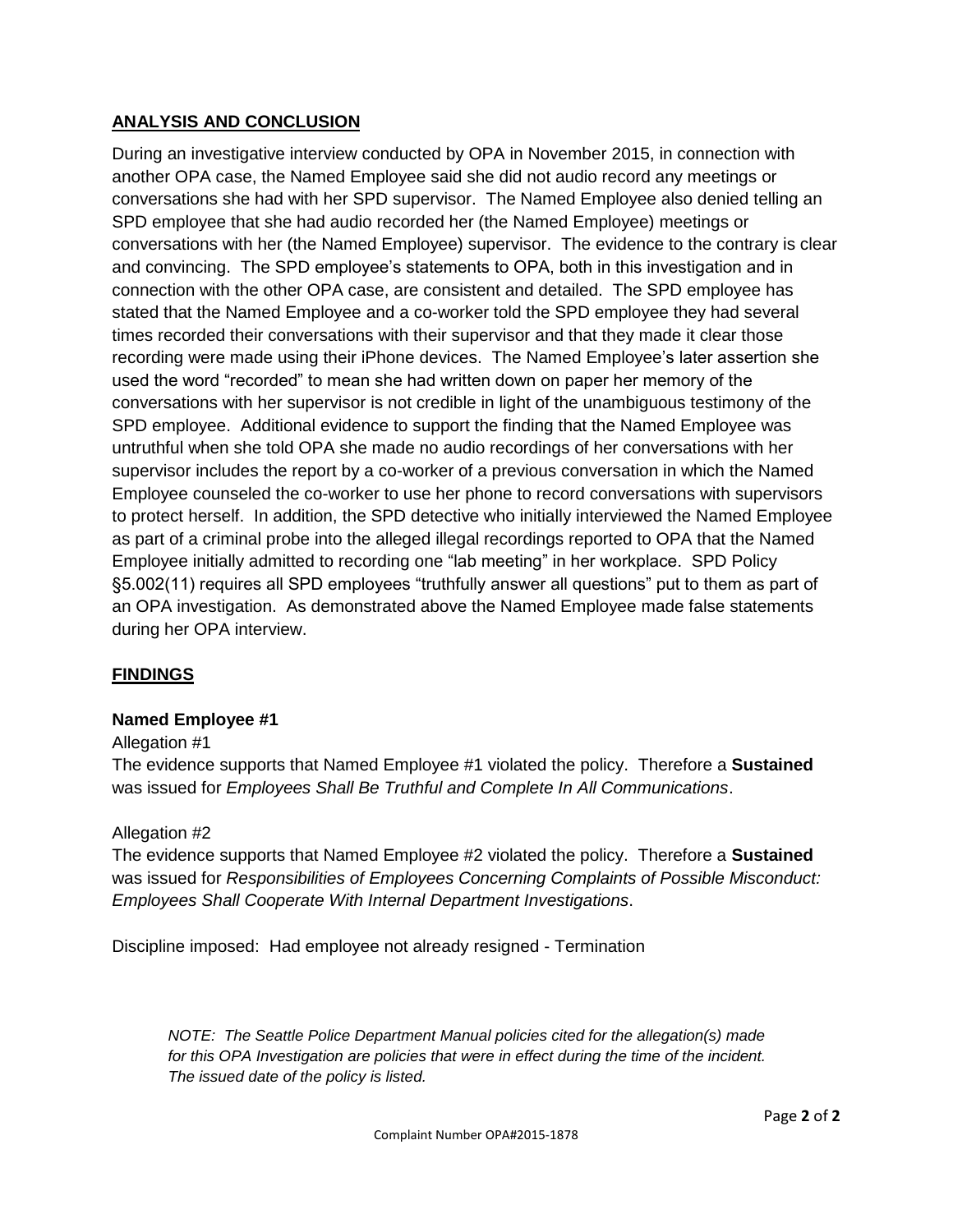## ANALYSIS AND CONCLUSION

During an investigative interview conducted by OPA in November 2015, in connection with another OPA case, the Named Employee said she did not audio record any meetings or conversations she had with her SPD supervisor. The Named Employee also denied telling an SPD employee that she had audio recorded her (the Named Employee) meetings or conversations with her (the Named Employee) supervisor. The evidence to the contrary is clear and convincing. The SPD employee's statements to OPA, both in this investigation and in connection with the other OPA case, are consistent and detailed. The SPD employee has stated that the Named Employee and a co-worker told the SPD employee they had several times recorded their conversations with their supervisor and that they made it clear those recording were made using their iPhone devices. The Named Employee's later assertion she used the word "recorded" to mean she had written down on paper her memory of the conversations with her supervisor is not credible in light of the unambiguous testimony of the SPD employee. Additional evidence to support the finding that the Named Employee was untruthful when she told OPA she made no audio recordings of her conversations with her supervisor includes the report by a co-worker of a previous conversation in which the Named Employee counseled the co-worker to use her phone to record conversations with supervisors to protect herself. In addition, the SPD detective who initially interviewed the Named Employee as part of a criminal probe into the alleged illegal recordings reported to OPA that the Named Employee initially admitted to recording one "lab meeting" in her workplace. SPD Policy §5.002(11) requires all SPD employees "truthfully answer all questions" put to them as part of an OPA investigation. As demonstrated above the Named Employee made false statements during her OPA interview.

## FINDINGS

**Named Employee #1**

Allegation #1

The evidence supports that Named Employee #1 violated the policy. Therefore a **Sustained** was issued for *Employees Shall Be Truthful and Complete In All Communications*.

Allegation #2

The evidence supports that Named Employee #2 violated the policy. Therefore a **Sustained** was issued for *Responsibilities of Employees Concerning Complaints of Possible Misconduct: Employees Shall Cooperate With Internal Department Investigations*.

Discipline imposed: Had employee not already resigned - Termination

*NOTE: The Seattle Police Department Manual policies cited for the allegation(s) made for this OPA Investigation are policies that were in effect during the time of the incident. The issued date of the policy is listed.*

Complaint Number OPA#2015-1878